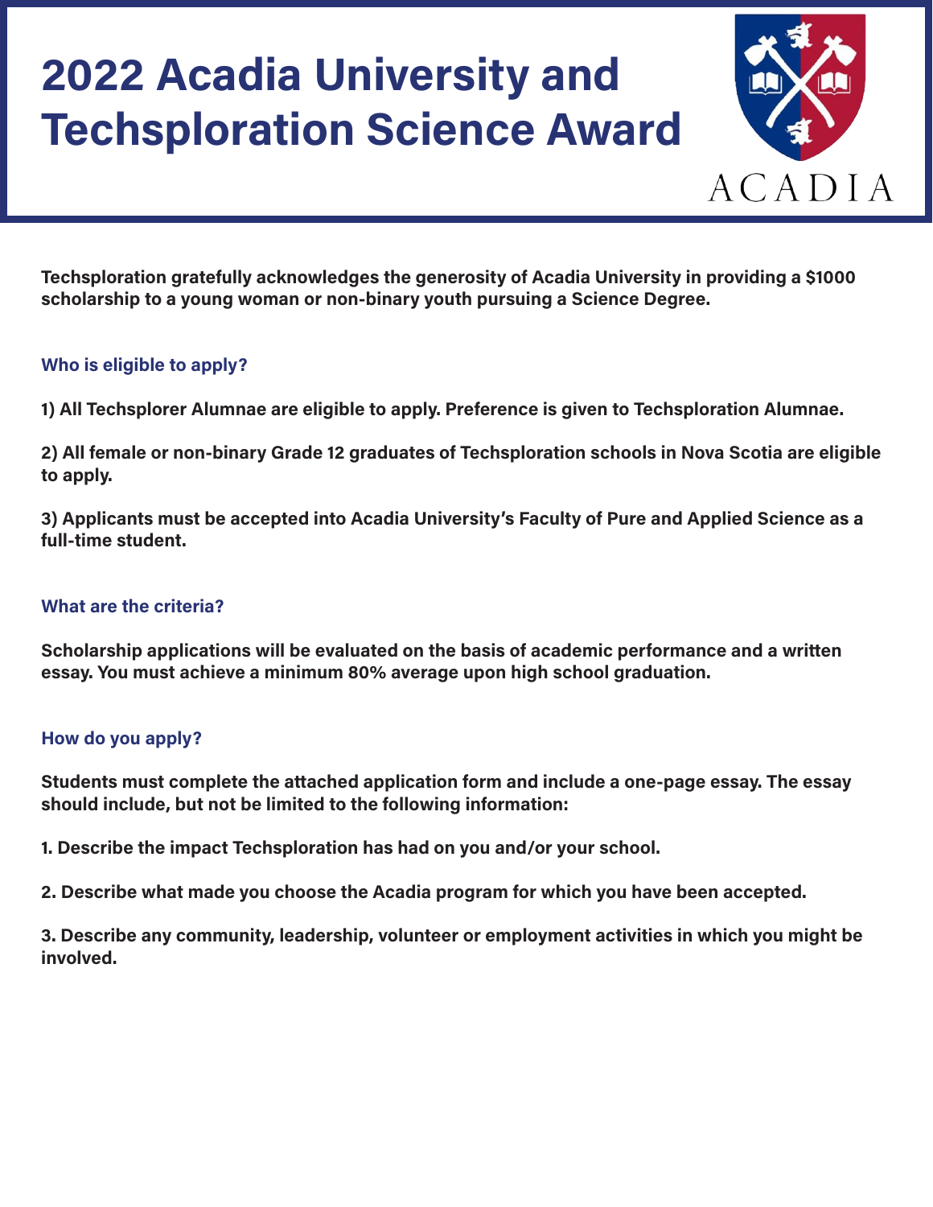# 2022 Acadia University and Techsploration Science Award

ACADIA

**Techsploration gratefully acknowledges the generosity of Acadia University in providing a $1000 scholarship to a young woman or non-binary youth pursuing a Science Degree.**

## Who is eligible to apply?

**1) All Techsplorer Alumnae are eligible to apply. Preference is given to Techsploration Alumnae.**

**2) All female or non-binary Grade 12 graduates of Techsploration schools in Nova Scotia are eligible to apply.**

**3) Applicants must be accepted into Acadia University's Faculty of Pure and Applied Science as a full-time student.**

## What are the criteria?

**Scholarship applications will be evaluated on the basis of academic performance and a written essay. You must achieve a minimum 80% average upon high school graduation.**

## How do you apply?

**Students must complete the attached application form and include a one-page essay. The essay should include, but not be limited to the following information:**

**1. Describe the impact Techsploration has had on you and/or your school.**

**2. Describe what made you choose the Acadia program for which you have been accepted.**

**3. Describe any community, leadership, volunteer or employment activities in which you might be involved.**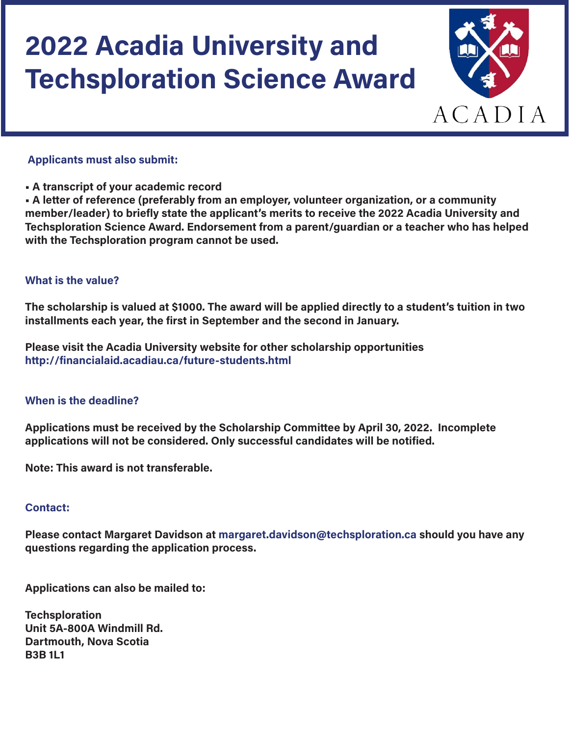# 2022 Acadia University and Techsploration Science Award

ACADIA

**Applicants must also submit:**

- **A transcript of your academic record**
- **A letter of reference (preferably from an employer, volunteer organization, or a community member/leader) to briefly state the applicant's merits to receive the 2022 Acadia University and Techsploration Science Award. Endorsement from a parent/guardian or a teacher who has helped with the Techsploration program cannot be used.**

### What is the value?

**The scholarship is valued at $1000. The award will be applied directly to a student's tuition in two installments each year, the first in September and the second in January.**

**Please visit the Acadia University website for other scholarship opportunities http://financialaid.acadiau.ca/future-students.html**

### When is the deadline?

**Applications must be received by the Scholarship Committee by April 30, 2022. Incomplete applications will not be considered. Only successful candidates will be notified.**

**Note: This award is not transferable.**

### Contact:

**Please contact Margaret Davidson at margaret.davidson@techsploration.ca should you have any questions regarding the application process.**

**Applications can also be mailed to:**

**Techsploration**
**Unit 5A-800A Windmill Rd.**
**Dartmouth, Nova Scotia**
**B3B 1L1**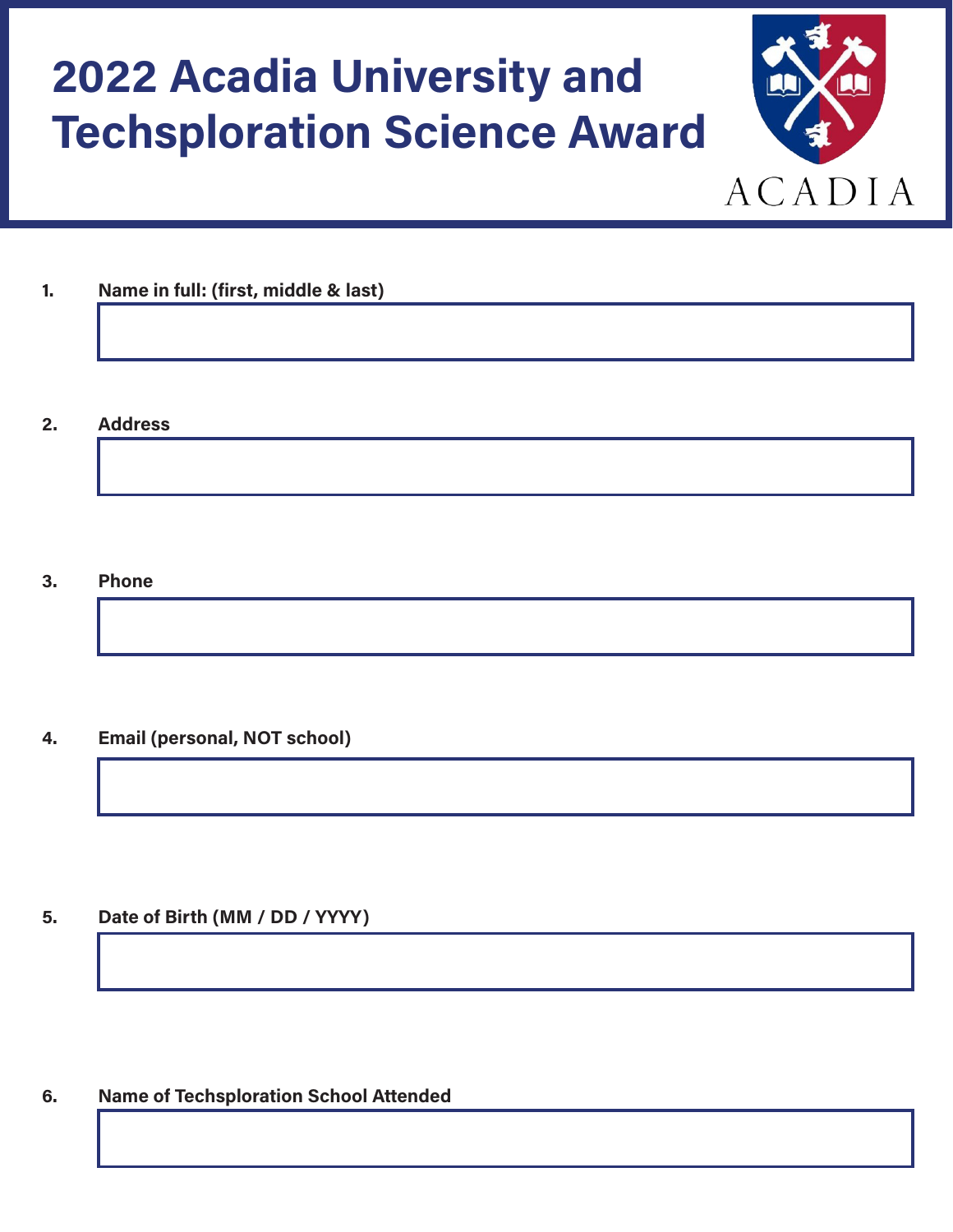# 2022 Acadia University and Techsploration Science Award

ACADIA

1. **Name in full: (first, middle & last)**

2. **Address**

3. **Phone**

4. **Email (personal, NOT school)**

5. **Date of Birth (MM / DD / YYYY)**

6. **Name of Techsploration School Attended**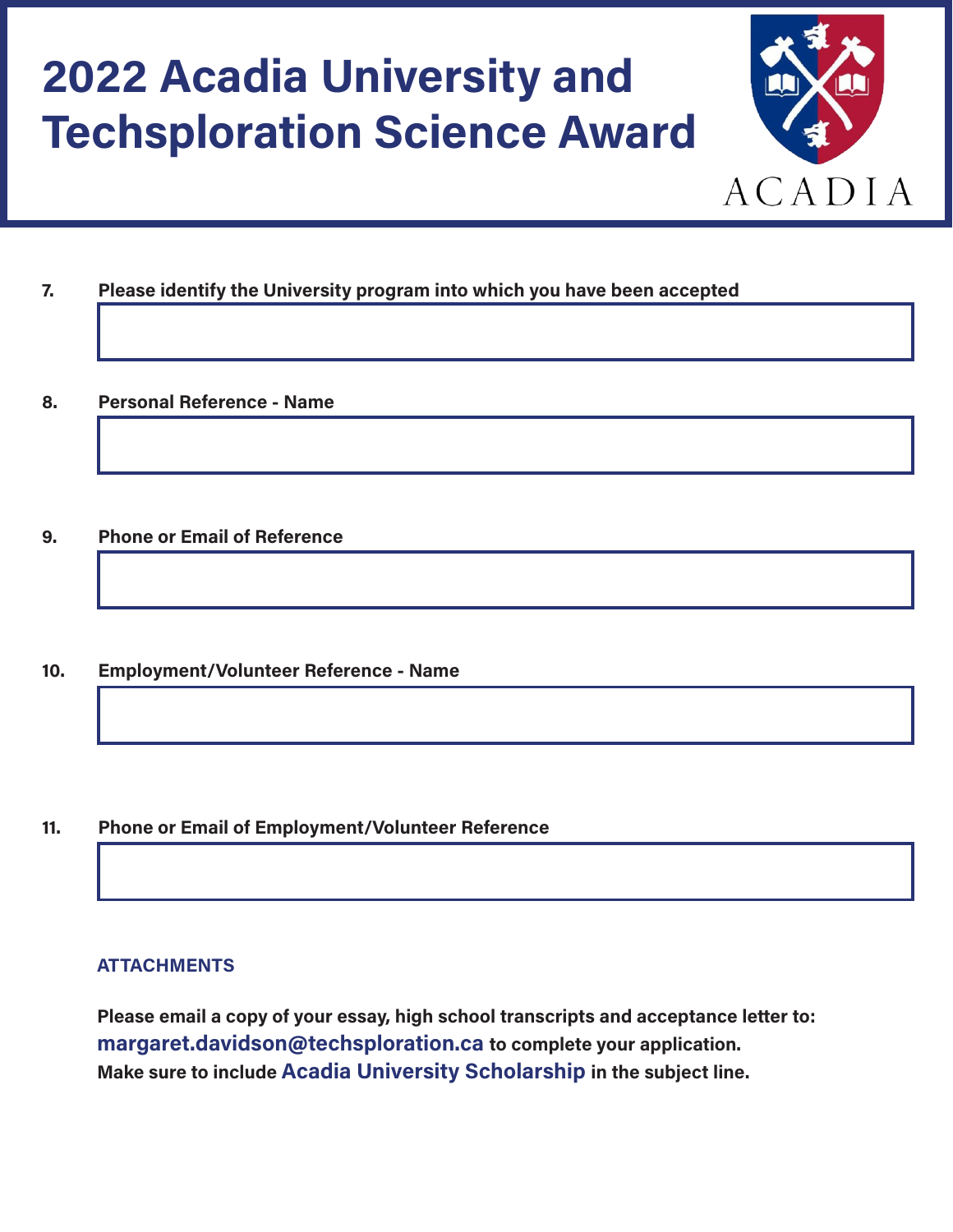# 2022 Acadia University and Techsploration Science Award

ACADIA

7. **Please identify the University program into which you have been accepted**

8. **Personal Reference - Name**

9. **Phone or Email of Reference**

10. **Employment/Volunteer Reference - Name**

11. **Phone or Email of Employment/Volunteer Reference**

**ATTACHMENTS**

**Please email a copy of your essay, high school transcripts and acceptance letter to:**
**margaret.davidson@techsploration.ca to complete your application.**
**Make sure to include Acadia University Scholarship in the subject line.**